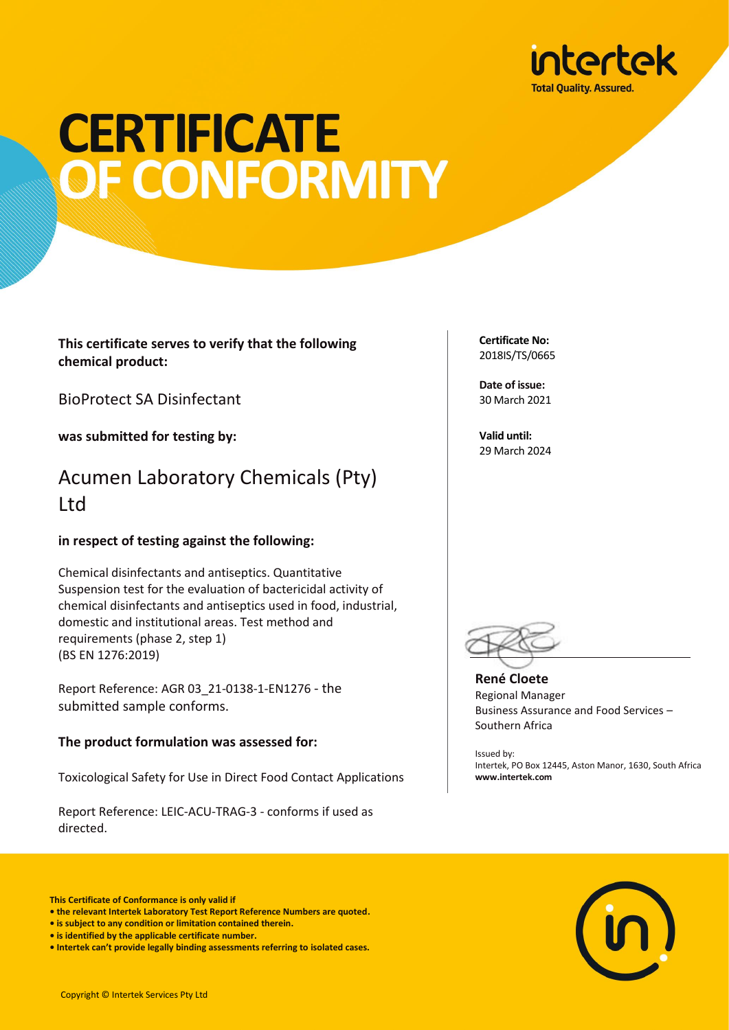intertek
Total Quality. Assured.

# CERTIFICATE OF CONFORMITY

**This certificate serves to verify that the following chemical product:**

BioProtect SA Disinfectant

**was submitted for testing by:**

## Acumen Laboratory Chemicals (Pty) Ltd

**in respect of testing against the following:**

Chemical disinfectants and antiseptics. Quantitative Suspension test for the evaluation of bactericidal activity of chemical disinfectants and antiseptics used in food, industrial, domestic and institutional areas. Test method and requirements (phase 2, step 1)
(BS EN 1276:2019)

Report Reference: AGR 03_21-0138-1-EN1276 - the submitted sample conforms.

**The product formulation was assessed for:**

Toxicological Safety for Use in Direct Food Contact Applications

Report Reference: LEIC-ACU-TRAG-3 - conforms if used as directed.

**Certificate No:**
2018IS/TS/0665

**Date of issue:**
30 March 2021

**Valid until:**
29 March 2024

**René Cloete**
Regional Manager
Business Assurance and Food Services – Southern Africa

Issued by:
Intertek, PO Box 12445, Aston Manor, 1630, South Africa
**www.intertek.com**

**This Certificate of Conformance is only valid if**
- **the relevant Intertek Laboratory Test Report Reference Numbers are quoted.**
- **is subject to any condition or limitation contained therein.**
- **is identified by the applicable certificate number.**
- **Intertek can't provide legally binding assessments referring to isolated cases.**

Copyright © Intertek Services Pty Ltd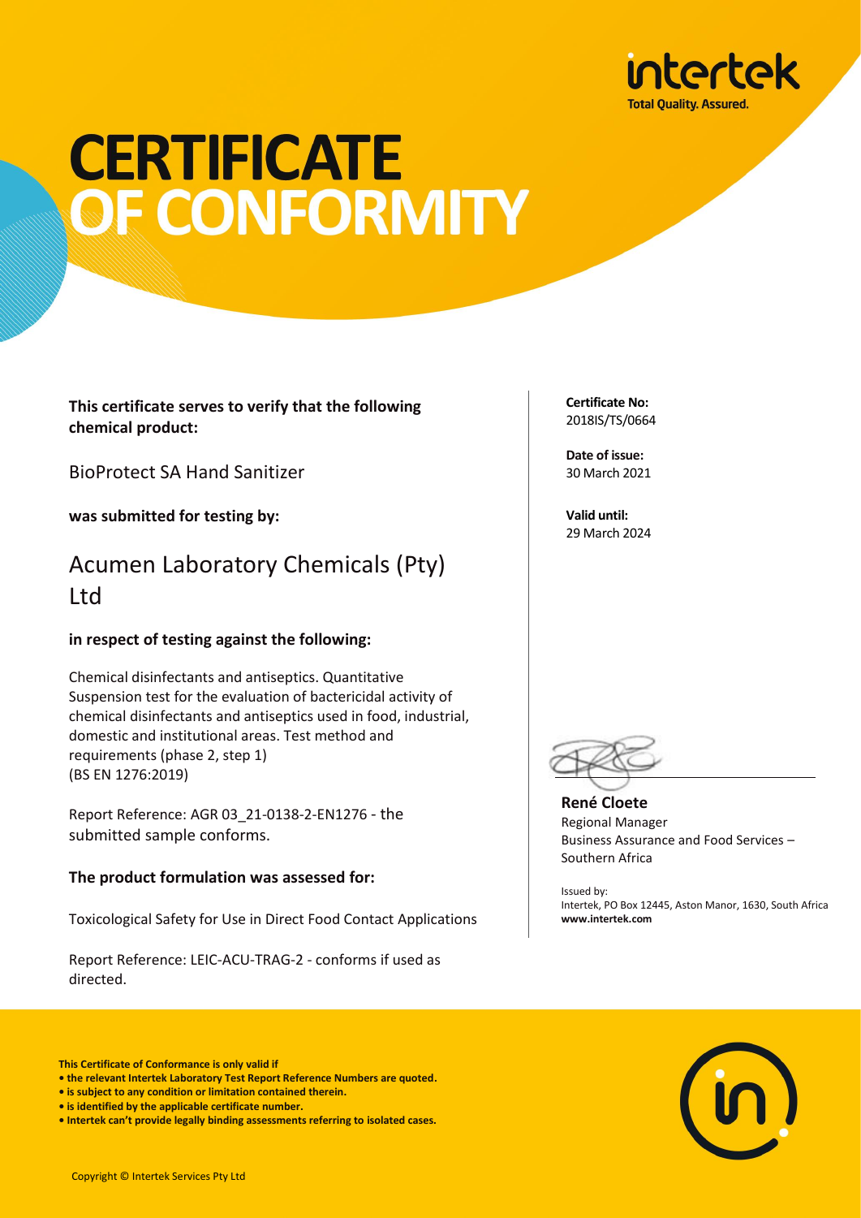intertek
Total Quality. Assured.

# CERTIFICATE OF CONFORMITY

**This certificate serves to verify that the following chemical product:**

BioProtect SA Hand Sanitizer

**was submitted for testing by:**

## Acumen Laboratory Chemicals (Pty) Ltd

**in respect of testing against the following:**

Chemical disinfectants and antiseptics. Quantitative Suspension test for the evaluation of bactericidal activity of chemical disinfectants and antiseptics used in food, industrial, domestic and institutional areas. Test method and requirements (phase 2, step 1)
(BS EN 1276:2019)

Report Reference: AGR 03_21-0138-2-EN1276 - the submitted sample conforms.

**The product formulation was assessed for:**

Toxicological Safety for Use in Direct Food Contact Applications

Report Reference: LEIC-ACU-TRAG-2 - conforms if used as directed.

**Certificate No:**
2018IS/TS/0664

**Date of issue:**
30 March 2021

**Valid until:**
29 March 2024

**René Cloete**
Regional Manager
Business Assurance and Food Services – Southern Africa

Issued by:
Intertek, PO Box 12445, Aston Manor, 1630, South Africa
**www.intertek.com**

**This Certificate of Conformance is only valid if**

- **the relevant Intertek Laboratory Test Report Reference Numbers are quoted.**
- **is subject to any condition or limitation contained therein.**
- **is identified by the applicable certificate number.**
- **Intertek can't provide legally binding assessments referring to isolated cases.**

Copyright © Intertek Services Pty Ltd